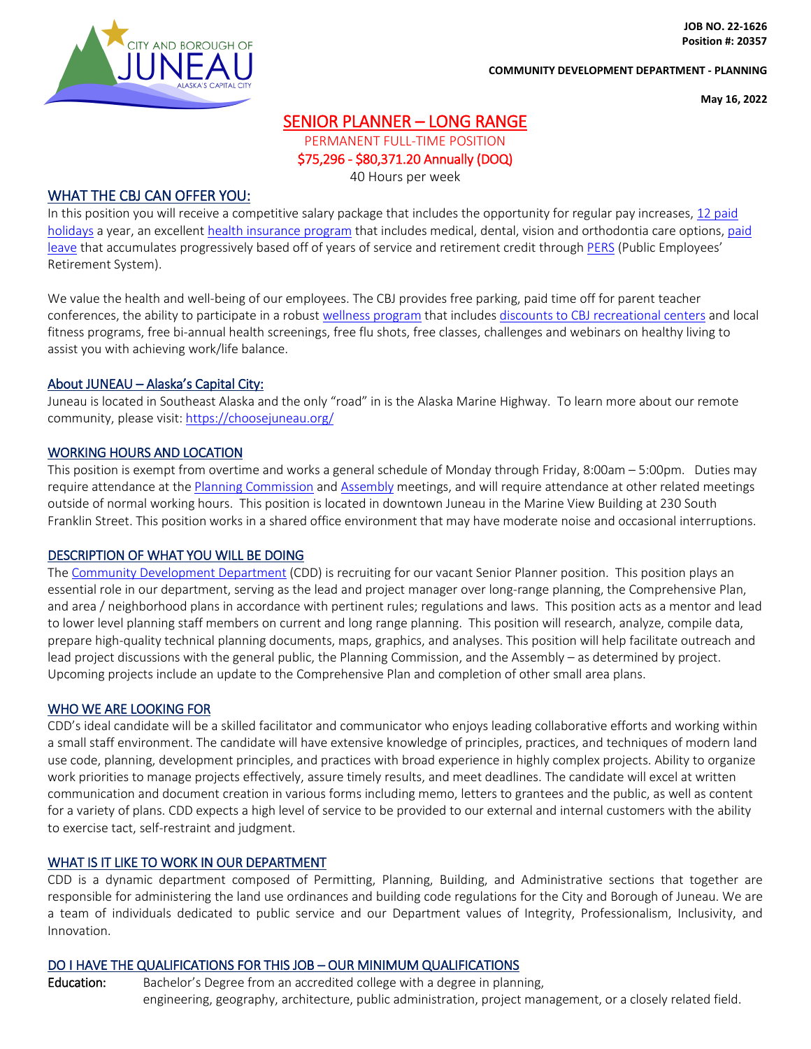**JOB NO. 22-1626**
**Position #: 20357**

**COMMUNITY DEVELOPMENT DEPARTMENT - PLANNING**

**May 16, 2022**

# SENIOR PLANNER – LONG RANGE

PERMANENT FULL-TIME POSITION
$75,296 - $80,371.20 Annually (DOQ)
40 Hours per week

## WHAT THE CBJ CAN OFFER YOU:

In this position you will receive a competitive salary package that includes the opportunity for regular pay increases, 12 paid holidays a year, an excellent health insurance program that includes medical, dental, vision and orthodontia care options, paid leave that accumulates progressively based off of years of service and retirement credit through PERS (Public Employees' Retirement System).

We value the health and well-being of our employees. The CBJ provides free parking, paid time off for parent teacher conferences, the ability to participate in a robust wellness program that includes discounts to CBJ recreational centers and local fitness programs, free bi-annual health screenings, free flu shots, free classes, challenges and webinars on healthy living to assist you with achieving work/life balance.

## About JUNEAU – Alaska's Capital City:

Juneau is located in Southeast Alaska and the only "road" in is the Alaska Marine Highway. To learn more about our remote community, please visit: https://choosejuneau.org/

## WORKING HOURS AND LOCATION

This position is exempt from overtime and works a general schedule of Monday through Friday, 8:00am – 5:00pm. Duties may require attendance at the Planning Commission and Assembly meetings, and will require attendance at other related meetings outside of normal working hours. This position is located in downtown Juneau in the Marine View Building at 230 South Franklin Street. This position works in a shared office environment that may have moderate noise and occasional interruptions.

## DESCRIPTION OF WHAT YOU WILL BE DOING

The Community Development Department (CDD) is recruiting for our vacant Senior Planner position. This position plays an essential role in our department, serving as the lead and project manager over long-range planning, the Comprehensive Plan, and area / neighborhood plans in accordance with pertinent rules; regulations and laws. This position acts as a mentor and lead to lower level planning staff members on current and long range planning. This position will research, analyze, compile data, prepare high-quality technical planning documents, maps, graphics, and analyses. This position will help facilitate outreach and lead project discussions with the general public, the Planning Commission, and the Assembly – as determined by project. Upcoming projects include an update to the Comprehensive Plan and completion of other small area plans.

## WHO WE ARE LOOKING FOR

CDD's ideal candidate will be a skilled facilitator and communicator who enjoys leading collaborative efforts and working within a small staff environment. The candidate will have extensive knowledge of principles, practices, and techniques of modern land use code, planning, development principles, and practices with broad experience in highly complex projects. Ability to organize work priorities to manage projects effectively, assure timely results, and meet deadlines. The candidate will excel at written communication and document creation in various forms including memo, letters to grantees and the public, as well as content for a variety of plans. CDD expects a high level of service to be provided to our external and internal customers with the ability to exercise tact, self-restraint and judgment.

## WHAT IS IT LIKE TO WORK IN OUR DEPARTMENT

CDD is a dynamic department composed of Permitting, Planning, Building, and Administrative sections that together are responsible for administering the land use ordinances and building code regulations for the City and Borough of Juneau. We are a team of individuals dedicated to public service and our Department values of Integrity, Professionalism, Inclusivity, and Innovation.

## DO I HAVE THE QUALIFICATIONS FOR THIS JOB – OUR MINIMUM QUALIFICATIONS

**Education:** Bachelor's Degree from an accredited college with a degree in planning, engineering, geography, architecture, public administration, project management, or a closely related field.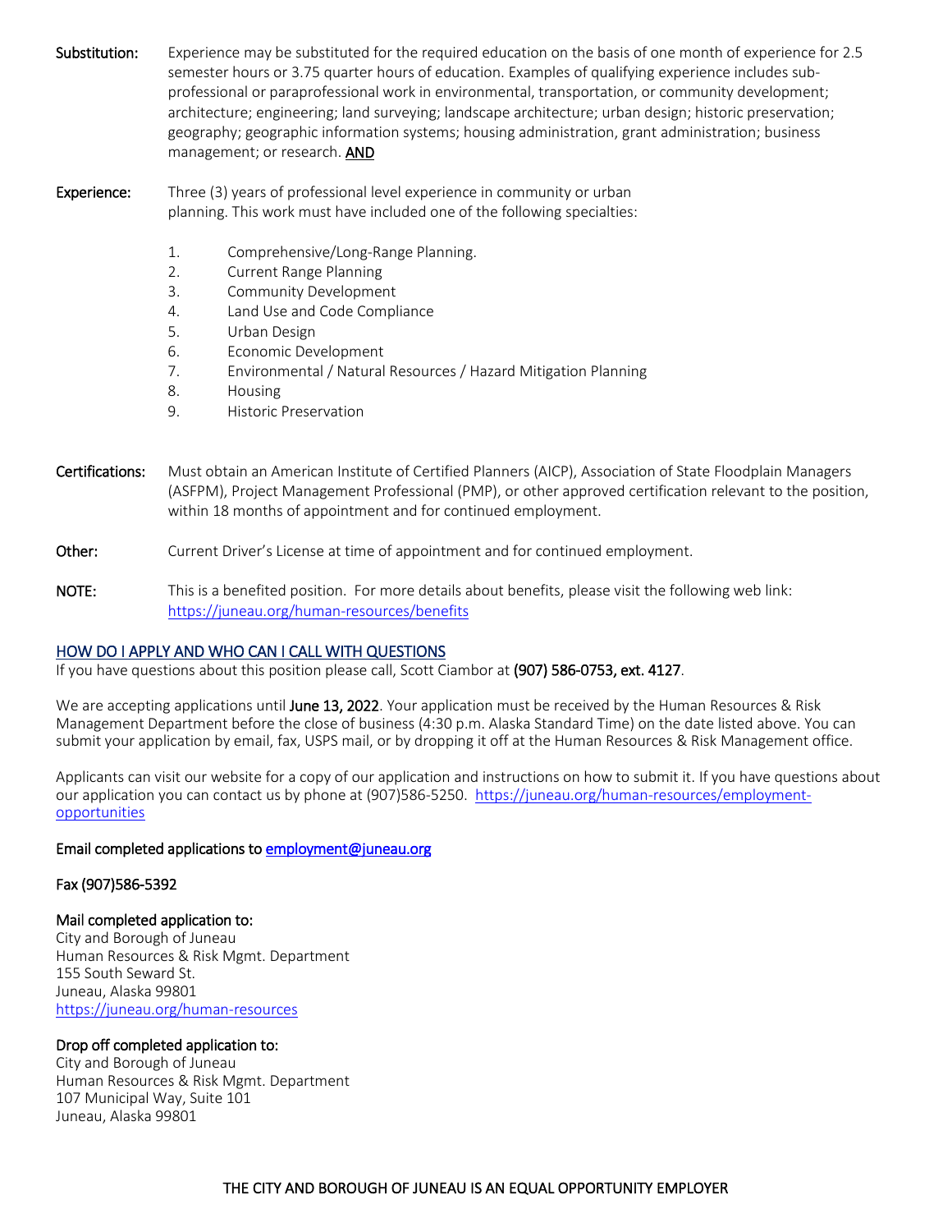**Substitution:** Experience may be substituted for the required education on the basis of one month of experience for 2.5 semester hours or 3.75 quarter hours of education. Examples of qualifying experience includes sub-professional or paraprofessional work in environmental, transportation, or community development; architecture; engineering; land surveying; landscape architecture; urban design; historic preservation; geography; geographic information systems; housing administration, grant administration; business management; or research. **AND**

**Experience:** Three (3) years of professional level experience in community or urban planning. This work must have included one of the following specialties:

1. Comprehensive/Long-Range Planning.
2. Current Range Planning
3. Community Development
4. Land Use and Code Compliance
5. Urban Design
6. Economic Development
7. Environmental / Natural Resources / Hazard Mitigation Planning
8. Housing
9. Historic Preservation

**Certifications:** Must obtain an American Institute of Certified Planners (AICP), Association of State Floodplain Managers (ASFPM), Project Management Professional (PMP), or other approved certification relevant to the position, within 18 months of appointment and for continued employment.

**Other:** Current Driver's License at time of appointment and for continued employment.

**NOTE:** This is a benefited position. For more details about benefits, please visit the following web link: https://juneau.org/human-resources/benefits

## HOW DO I APPLY AND WHO CAN I CALL WITH QUESTIONS

If you have questions about this position please call, Scott Ciambor at **(907) 586-0753, ext. 4127**.

We are accepting applications until **June 13, 2022**. Your application must be received by the Human Resources & Risk Management Department before the close of business (4:30 p.m. Alaska Standard Time) on the date listed above. You can submit your application by email, fax, USPS mail, or by dropping it off at the Human Resources & Risk Management office.

Applicants can visit our website for a copy of our application and instructions on how to submit it. If you have questions about our application you can contact us by phone at (907)586-5250. https://juneau.org/human-resources/employment-opportunities

**Email completed applications to employment@juneau.org**

**Fax (907)586-5392**

**Mail completed application to:**
City and Borough of Juneau
Human Resources & Risk Mgmt. Department
155 South Seward St.
Juneau, Alaska 99801
https://juneau.org/human-resources

**Drop off completed application to:**
City and Borough of Juneau
Human Resources & Risk Mgmt. Department
107 Municipal Way, Suite 101
Juneau, Alaska 99801

THE CITY AND BOROUGH OF JUNEAU IS AN EQUAL OPPORTUNITY EMPLOYER